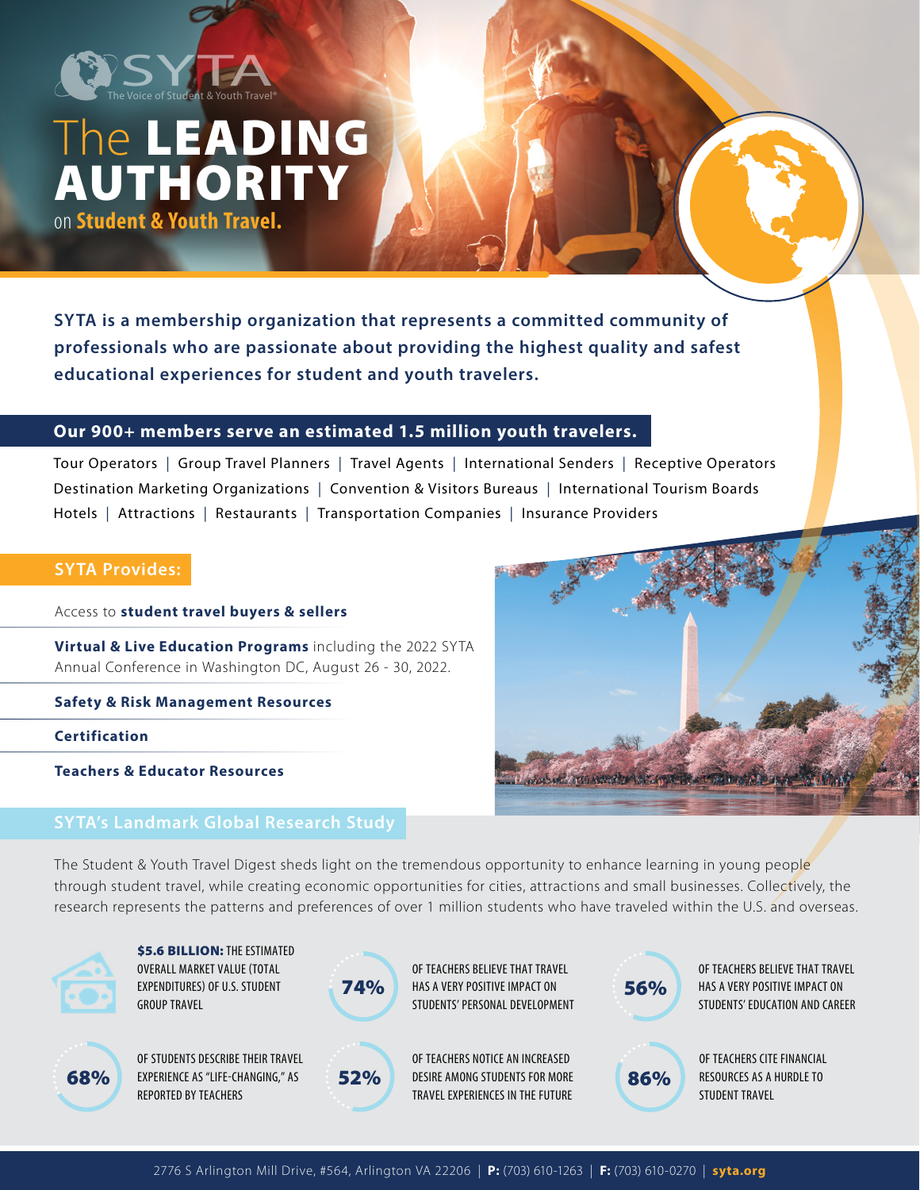SYTA
The Voice of Student & Youth Travel®

# The **LEADING AUTHORITY** on **Student & Youth Travel.**

**SYTA is a membership organization that represents a committed community of professionals who are passionate about providing the highest quality and safest educational experiences for student and youth travelers.**

## Our 900+ members serve an estimated 1.5 million youth travelers.

Tour Operators | Group Travel Planners | Travel Agents | International Senders | Receptive Operators
Destination Marketing Organizations | Convention & Visitors Bureaus | International Tourism Boards
Hotels | Attractions | Restaurants | Transportation Companies | Insurance Providers

## SYTA Provides:

- Access to **student travel buyers & sellers**
- **Virtual & Live Education Programs** including the 2022 SYTA Annual Conference in Washington DC, August 26 - 30, 2022.
- **Safety & Risk Management Resources**
- **Certification**
- **Teachers & Educator Resources**

## SYTA's Landmark Global Research Study

The Student & Youth Travel Digest sheds light on the tremendous opportunity to enhance learning in young people through student travel, while creating economic opportunities for cities, attractions and small businesses. Collectively, the research represents the patterns and preferences of over 1 million students who have traveled within the U.S. and overseas.

- **$5.6 BILLION:** THE ESTIMATED OVERALL MARKET VALUE (TOTAL EXPENDITURES) OF U.S. STUDENT GROUP TRAVEL
- **74%** OF TEACHERS BELIEVE THAT TRAVEL HAS A VERY POSITIVE IMPACT ON STUDENTS' PERSONAL DEVELOPMENT
- **56%** OF TEACHERS BELIEVE THAT TRAVEL HAS A VERY POSITIVE IMPACT ON STUDENTS' EDUCATION AND CAREER
- **68%** OF STUDENTS DESCRIBE THEIR TRAVEL EXPERIENCE AS "LIFE-CHANGING," AS REPORTED BY TEACHERS
- **52%** OF TEACHERS NOTICE AN INCREASED DESIRE AMONG STUDENTS FOR MORE TRAVEL EXPERIENCES IN THE FUTURE
- **86%** OF TEACHERS CITE FINANCIAL RESOURCES AS A HURDLE TO STUDENT TRAVEL

2776 S Arlington Mill Drive, #564, Arlington VA 22206 | **P:** (703) 610-1263 | **F:** (703) 610-0270 | **syta.org**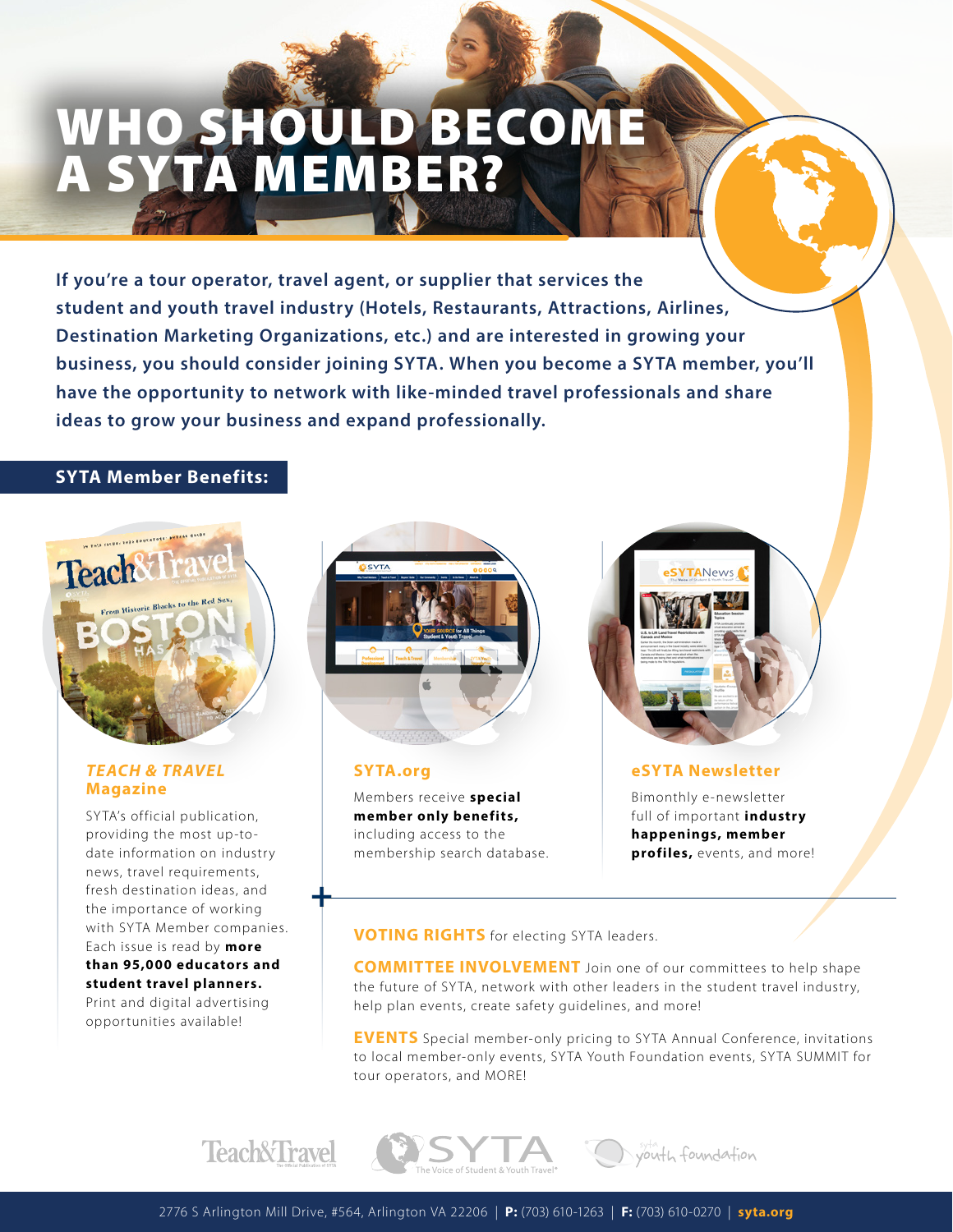# WHO SHOULD BECOME A SYTA MEMBER?

**If you're a tour operator, travel agent, or supplier that services the student and youth travel industry (Hotels, Restaurants, Attractions, Airlines, Destination Marketing Organizations, etc.) and are interested in growing your business, you should consider joining SYTA. When you become a SYTA member, you'll have the opportunity to network with like-minded travel professionals and share ideas to grow your business and expand professionally.**

## SYTA Member Benefits:

### *TEACH & TRAVEL* Magazine

SYTA's official publication, providing the most up-to-date information on industry news, travel requirements, fresh destination ideas, and the importance of working with SYTA Member companies. Each issue is read by **more than 95,000 educators and student travel planners.** Print and digital advertising opportunities available!

### SYTA.org

Members receive **special member only benefits,** including access to the membership search database.

### eSYTA Newsletter

Bimonthly e-newsletter full of important **industry happenings, member profiles,** events, and more!

**VOTING RIGHTS** for electing SYTA leaders.

**COMMITTEE INVOLVEMENT** Join one of our committees to help shape the future of SYTA, network with other leaders in the student travel industry, help plan events, create safety guidelines, and more!

**EVENTS** Special member-only pricing to SYTA Annual Conference, invitations to local member-only events, SYTA Youth Foundation events, SYTA SUMMIT for tour operators, and MORE!

Teach&Travel — The Official Publication of SYTA | SYTA — The Voice of Student & Youth Travel® | syta youth foundation

2776 S Arlington Mill Drive, #564, Arlington VA 22206 | **P:** (703) 610-1263 | **F:** (703) 610-0270 | **syta.org**